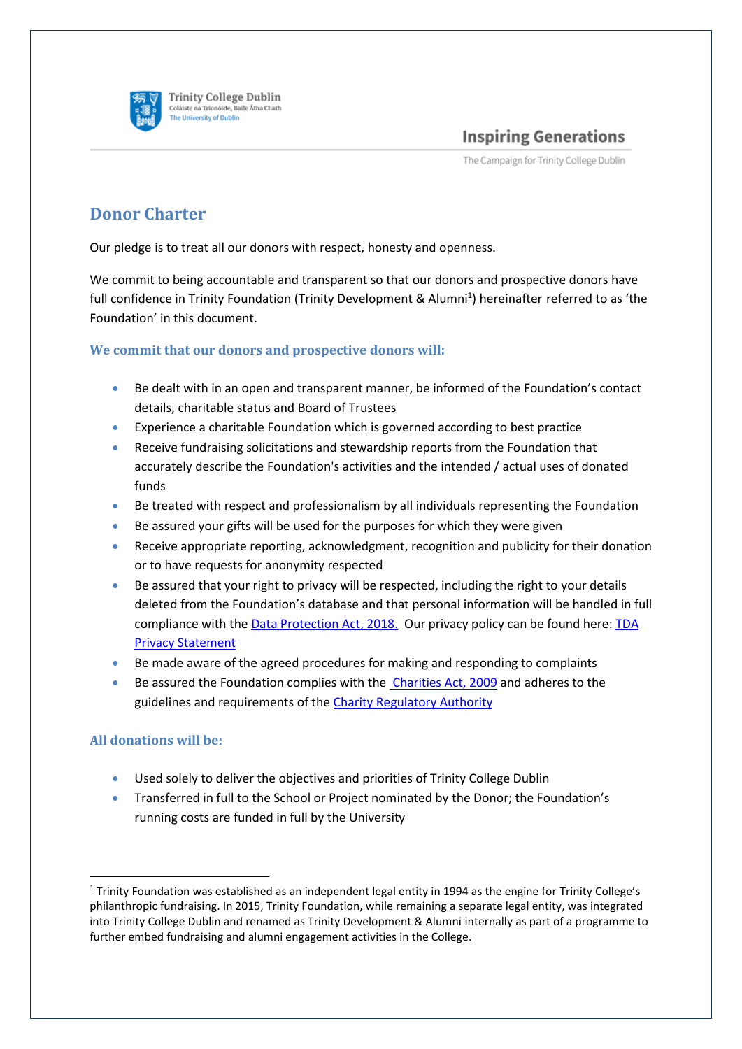Trinity College Dublin
Coláiste na Tríonóide, Baile Átha Cliath
The University of Dublin

**Inspiring Generations**
The Campaign for Trinity College Dublin

# Donor Charter

Our pledge is to treat all our donors with respect, honesty and openness.

We commit to being accountable and transparent so that our donors and prospective donors have full confidence in Trinity Foundation (Trinity Development & Alumni[1]) hereinafter referred to as 'the Foundation' in this document.

### We commit that our donors and prospective donors will:

- Be dealt with in an open and transparent manner, be informed of the Foundation's contact details, charitable status and Board of Trustees
- Experience a charitable Foundation which is governed according to best practice
- Receive fundraising solicitations and stewardship reports from the Foundation that accurately describe the Foundation's activities and the intended / actual uses of donated funds
- Be treated with respect and professionalism by all individuals representing the Foundation
- Be assured your gifts will be used for the purposes for which they were given
- Receive appropriate reporting, acknowledgment, recognition and publicity for their donation or to have requests for anonymity respected
- Be assured that your right to privacy will be respected, including the right to your details deleted from the Foundation's database and that personal information will be handled in full compliance with the Data Protection Act, 2018. Our privacy policy can be found here: TDA Privacy Statement
- Be made aware of the agreed procedures for making and responding to complaints
- Be assured the Foundation complies with the Charities Act, 2009 and adheres to the guidelines and requirements of the Charity Regulatory Authority

### All donations will be:

- Used solely to deliver the objectives and priorities of Trinity College Dublin
- Transferred in full to the School or Project nominated by the Donor; the Foundation's running costs are funded in full by the University

---

[1] Trinity Foundation was established as an independent legal entity in 1994 as the engine for Trinity College's philanthropic fundraising. In 2015, Trinity Foundation, while remaining a separate legal entity, was integrated into Trinity College Dublin and renamed as Trinity Development & Alumni internally as part of a programme to further embed fundraising and alumni engagement activities in the College.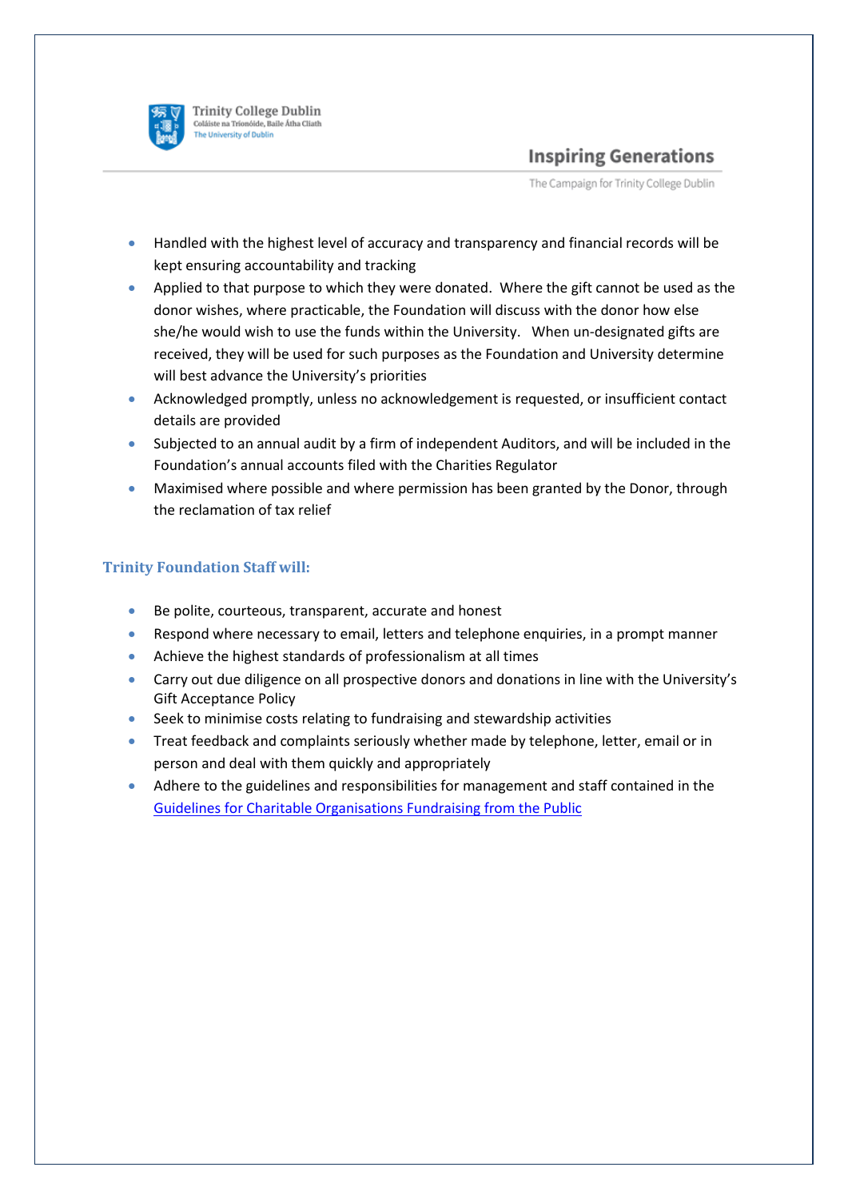- Handled with the highest level of accuracy and transparency and financial records will be kept ensuring accountability and tracking
- Applied to that purpose to which they were donated. Where the gift cannot be used as the donor wishes, where practicable, the Foundation will discuss with the donor how else she/he would wish to use the funds within the University. When un-designated gifts are received, they will be used for such purposes as the Foundation and University determine will best advance the University's priorities
- Acknowledged promptly, unless no acknowledgement is requested, or insufficient contact details are provided
- Subjected to an annual audit by a firm of independent Auditors, and will be included in the Foundation's annual accounts filed with the Charities Regulator
- Maximised where possible and where permission has been granted by the Donor, through the reclamation of tax relief

### Trinity Foundation Staff will:

- Be polite, courteous, transparent, accurate and honest
- Respond where necessary to email, letters and telephone enquiries, in a prompt manner
- Achieve the highest standards of professionalism at all times
- Carry out due diligence on all prospective donors and donations in line with the University's Gift Acceptance Policy
- Seek to minimise costs relating to fundraising and stewardship activities
- Treat feedback and complaints seriously whether made by telephone, letter, email or in person and deal with them quickly and appropriately
- Adhere to the guidelines and responsibilities for management and staff contained in the Guidelines for Charitable Organisations Fundraising from the Public